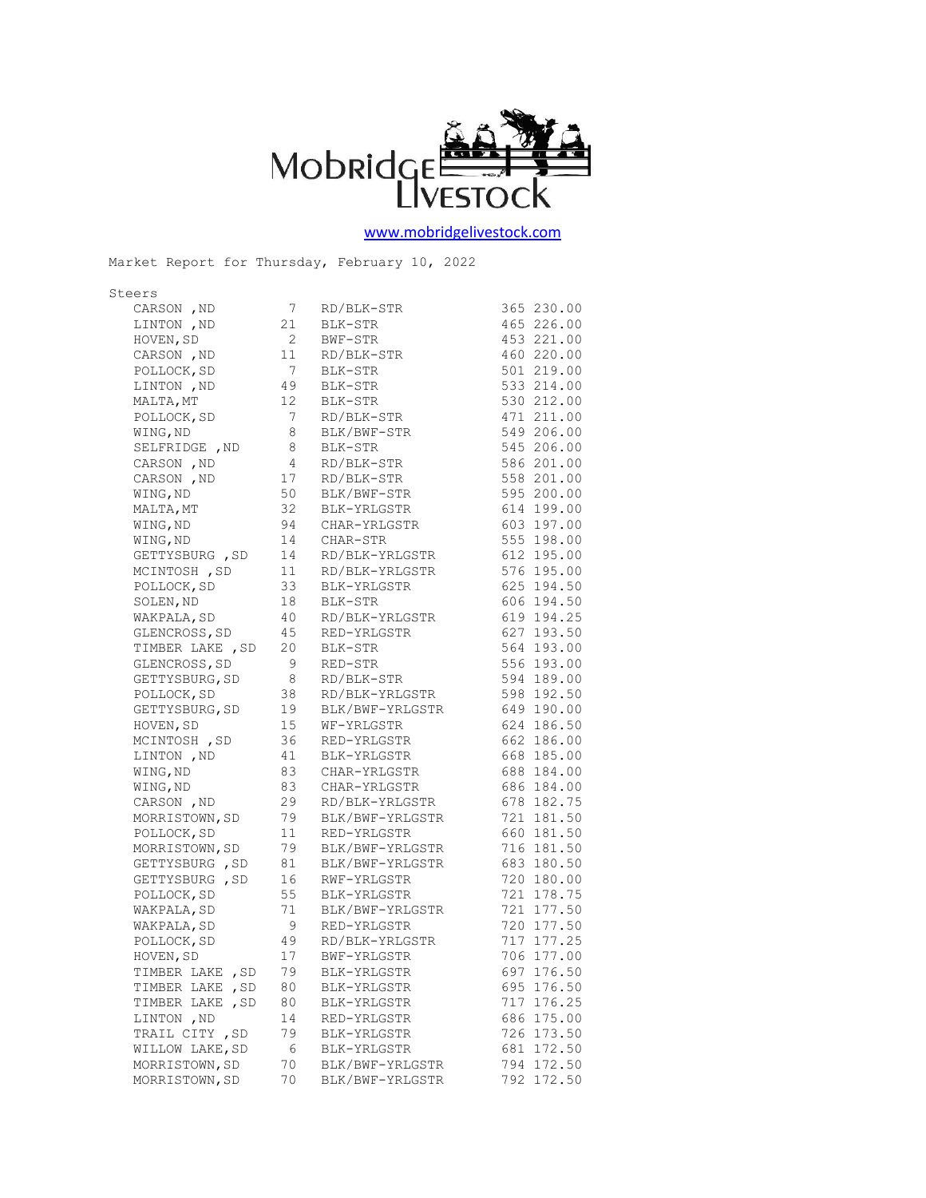Mobridge Livestock

www.mobridgelivestock.com

Market Report for Thursday, February 10, 2022

## Steers

| Location | Head | Description | Weight | Price |
|---|---|---|---|---|
| CARSON ,ND | 7 | RD/BLK-STR | 365 | 230.00 |
| LINTON ,ND | 21 | BLK-STR | 465 | 226.00 |
| HOVEN,SD | 2 | BWF-STR | 453 | 221.00 |
| CARSON ,ND | 11 | RD/BLK-STR | 460 | 220.00 |
| POLLOCK,SD | 7 | BLK-STR | 501 | 219.00 |
| LINTON ,ND | 49 | BLK-STR | 533 | 214.00 |
| MALTA,MT | 12 | BLK-STR | 530 | 212.00 |
| POLLOCK,SD | 7 | RD/BLK-STR | 471 | 211.00 |
| WING,ND | 8 | BLK/BWF-STR | 549 | 206.00 |
| SELFRIDGE ,ND | 8 | BLK-STR | 545 | 206.00 |
| CARSON ,ND | 4 | RD/BLK-STR | 586 | 201.00 |
| CARSON ,ND | 17 | RD/BLK-STR | 558 | 201.00 |
| WING,ND | 50 | BLK/BWF-STR | 595 | 200.00 |
| MALTA,MT | 32 | BLK-YRLGSTR | 614 | 199.00 |
| WING,ND | 94 | CHAR-YRLGSTR | 603 | 197.00 |
| WING,ND | 14 | CHAR-STR | 555 | 198.00 |
| GETTYSBURG ,SD | 14 | RD/BLK-YRLGSTR | 612 | 195.00 |
| MCINTOSH ,SD | 11 | RD/BLK-YRLGSTR | 576 | 195.00 |
| POLLOCK,SD | 33 | BLK-YRLGSTR | 625 | 194.50 |
| SOLEN,ND | 18 | BLK-STR | 606 | 194.50 |
| WAKPALA,SD | 40 | RD/BLK-YRLGSTR | 619 | 194.25 |
| GLENCROSS,SD | 45 | RED-YRLGSTR | 627 | 193.50 |
| TIMBER LAKE ,SD | 20 | BLK-STR | 564 | 193.00 |
| GLENCROSS,SD | 9 | RED-STR | 556 | 193.00 |
| GETTYSBURG,SD | 8 | RD/BLK-STR | 594 | 189.00 |
| POLLOCK,SD | 38 | RD/BLK-YRLGSTR | 598 | 192.50 |
| GETTYSBURG,SD | 19 | BLK/BWF-YRLGSTR | 649 | 190.00 |
| HOVEN,SD | 15 | WF-YRLGSTR | 624 | 186.50 |
| MCINTOSH ,SD | 36 | RED-YRLGSTR | 662 | 186.00 |
| LINTON ,ND | 41 | BLK-YRLGSTR | 668 | 185.00 |
| WING,ND | 83 | CHAR-YRLGSTR | 688 | 184.00 |
| WING,ND | 83 | CHAR-YRLGSTR | 686 | 184.00 |
| CARSON ,ND | 29 | RD/BLK-YRLGSTR | 678 | 182.75 |
| MORRISTOWN,SD | 79 | BLK/BWF-YRLGSTR | 721 | 181.50 |
| POLLOCK,SD | 11 | RED-YRLGSTR | 660 | 181.50 |
| MORRISTOWN,SD | 79 | BLK/BWF-YRLGSTR | 716 | 181.50 |
| GETTYSBURG ,SD | 81 | BLK/BWF-YRLGSTR | 683 | 180.50 |
| GETTYSBURG ,SD | 16 | RWF-YRLGSTR | 720 | 180.00 |
| POLLOCK,SD | 55 | BLK-YRLGSTR | 721 | 178.75 |
| WAKPALA,SD | 71 | BLK/BWF-YRLGSTR | 721 | 177.50 |
| WAKPALA,SD | 9 | RED-YRLGSTR | 720 | 177.50 |
| POLLOCK,SD | 49 | RD/BLK-YRLGSTR | 717 | 177.25 |
| HOVEN,SD | 17 | BWF-YRLGSTR | 706 | 177.00 |
| TIMBER LAKE ,SD | 79 | BLK-YRLGSTR | 697 | 176.50 |
| TIMBER LAKE ,SD | 80 | BLK-YRLGSTR | 695 | 176.50 |
| TIMBER LAKE ,SD | 80 | BLK-YRLGSTR | 717 | 176.25 |
| LINTON ,ND | 14 | RED-YRLGSTR | 686 | 175.00 |
| TRAIL CITY ,SD | 79 | BLK-YRLGSTR | 726 | 173.50 |
| WILLOW LAKE,SD | 6 | BLK-YRLGSTR | 681 | 172.50 |
| MORRISTOWN,SD | 70 | BLK/BWF-YRLGSTR | 794 | 172.50 |
| MORRISTOWN,SD | 70 | BLK/BWF-YRLGSTR | 792 | 172.50 |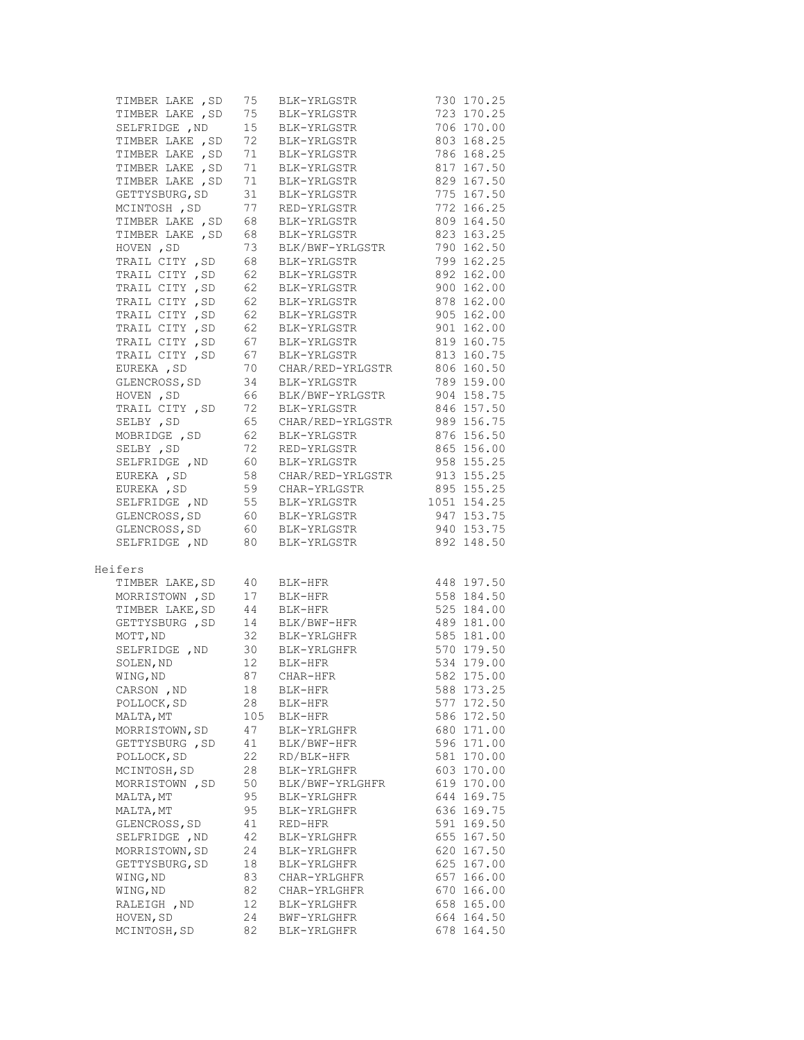| Location | Head | Description | Weight | Price |
|---|---|---|---|---|
| TIMBER LAKE ,SD | 75 | BLK-YRLGSTR | 730 | 170.25 |
| TIMBER LAKE ,SD | 75 | BLK-YRLGSTR | 723 | 170.25 |
| SELFRIDGE ,ND | 15 | BLK-YRLGSTR | 706 | 170.00 |
| TIMBER LAKE ,SD | 72 | BLK-YRLGSTR | 803 | 168.25 |
| TIMBER LAKE ,SD | 71 | BLK-YRLGSTR | 786 | 168.25 |
| TIMBER LAKE ,SD | 71 | BLK-YRLGSTR | 817 | 167.50 |
| TIMBER LAKE ,SD | 71 | BLK-YRLGSTR | 829 | 167.50 |
| GETTYSBURG,SD | 31 | BLK-YRLGSTR | 775 | 167.50 |
| MCINTOSH ,SD | 77 | RED-YRLGSTR | 772 | 166.25 |
| TIMBER LAKE ,SD | 68 | BLK-YRLGSTR | 809 | 164.50 |
| TIMBER LAKE ,SD | 68 | BLK-YRLGSTR | 823 | 163.25 |
| HOVEN ,SD | 73 | BLK/BWF-YRLGSTR | 790 | 162.50 |
| TRAIL CITY ,SD | 68 | BLK-YRLGSTR | 799 | 162.25 |
| TRAIL CITY ,SD | 62 | BLK-YRLGSTR | 892 | 162.00 |
| TRAIL CITY ,SD | 62 | BLK-YRLGSTR | 900 | 162.00 |
| TRAIL CITY ,SD | 62 | BLK-YRLGSTR | 878 | 162.00 |
| TRAIL CITY ,SD | 62 | BLK-YRLGSTR | 905 | 162.00 |
| TRAIL CITY ,SD | 62 | BLK-YRLGSTR | 901 | 162.00 |
| TRAIL CITY ,SD | 67 | BLK-YRLGSTR | 819 | 160.75 |
| TRAIL CITY ,SD | 67 | BLK-YRLGSTR | 813 | 160.75 |
| EUREKA ,SD | 70 | CHAR/RED-YRLGSTR | 806 | 160.50 |
| GLENCROSS,SD | 34 | BLK-YRLGSTR | 789 | 159.00 |
| HOVEN ,SD | 66 | BLK/BWF-YRLGSTR | 904 | 158.75 |
| TRAIL CITY ,SD | 72 | BLK-YRLGSTR | 846 | 157.50 |
| SELBY ,SD | 65 | CHAR/RED-YRLGSTR | 989 | 156.75 |
| MOBRIDGE ,SD | 62 | BLK-YRLGSTR | 876 | 156.50 |
| SELBY ,SD | 72 | RED-YRLGSTR | 865 | 156.00 |
| SELFRIDGE ,ND | 60 | BLK-YRLGSTR | 958 | 155.25 |
| EUREKA ,SD | 58 | CHAR/RED-YRLGSTR | 913 | 155.25 |
| EUREKA ,SD | 59 | CHAR-YRLGSTR | 895 | 155.25 |
| SELFRIDGE ,ND | 55 | BLK-YRLGSTR | 1051 | 154.25 |
| GLENCROSS,SD | 60 | BLK-YRLGSTR | 947 | 153.75 |
| GLENCROSS,SD | 60 | BLK-YRLGSTR | 940 | 153.75 |
| SELFRIDGE ,ND | 80 | BLK-YRLGSTR | 892 | 148.50 |

Heifers

| Location | Head | Description | Weight | Price |
|---|---|---|---|---|
| TIMBER LAKE,SD | 40 | BLK-HFR | 448 | 197.50 |
| MORRISTOWN ,SD | 17 | BLK-HFR | 558 | 184.50 |
| TIMBER LAKE,SD | 44 | BLK-HFR | 525 | 184.00 |
| GETTYSBURG ,SD | 14 | BLK/BWF-HFR | 489 | 181.00 |
| MOTT,ND | 32 | BLK-YRLGHFR | 585 | 181.00 |
| SELFRIDGE ,ND | 30 | BLK-YRLGHFR | 570 | 179.50 |
| SOLEN,ND | 12 | BLK-HFR | 534 | 179.00 |
| WING,ND | 87 | CHAR-HFR | 582 | 175.00 |
| CARSON ,ND | 18 | BLK-HFR | 588 | 173.25 |
| POLLOCK,SD | 28 | BLK-HFR | 577 | 172.50 |
| MALTA,MT | 105 | BLK-HFR | 586 | 172.50 |
| MORRISTOWN,SD | 47 | BLK-YRLGHFR | 680 | 171.00 |
| GETTYSBURG ,SD | 41 | BLK/BWF-HFR | 596 | 171.00 |
| POLLOCK,SD | 22 | RD/BLK-HFR | 581 | 170.00 |
| MCINTOSH,SD | 28 | BLK-YRLGHFR | 603 | 170.00 |
| MORRISTOWN ,SD | 50 | BLK/BWF-YRLGHFR | 619 | 170.00 |
| MALTA,MT | 95 | BLK-YRLGHFR | 644 | 169.75 |
| MALTA,MT | 95 | BLK-YRLGHFR | 636 | 169.75 |
| GLENCROSS,SD | 41 | RED-HFR | 591 | 169.50 |
| SELFRIDGE ,ND | 42 | BLK-YRLGHFR | 655 | 167.50 |
| MORRISTOWN,SD | 24 | BLK-YRLGHFR | 620 | 167.50 |
| GETTYSBURG,SD | 18 | BLK-YRLGHFR | 625 | 167.00 |
| WING,ND | 83 | CHAR-YRLGHFR | 657 | 166.00 |
| WING,ND | 82 | CHAR-YRLGHFR | 670 | 166.00 |
| RALEIGH ,ND | 12 | BLK-YRLGHFR | 658 | 165.00 |
| HOVEN,SD | 24 | BWF-YRLGHFR | 664 | 164.50 |
| MCINTOSH,SD | 82 | BLK-YRLGHFR | 678 | 164.50 |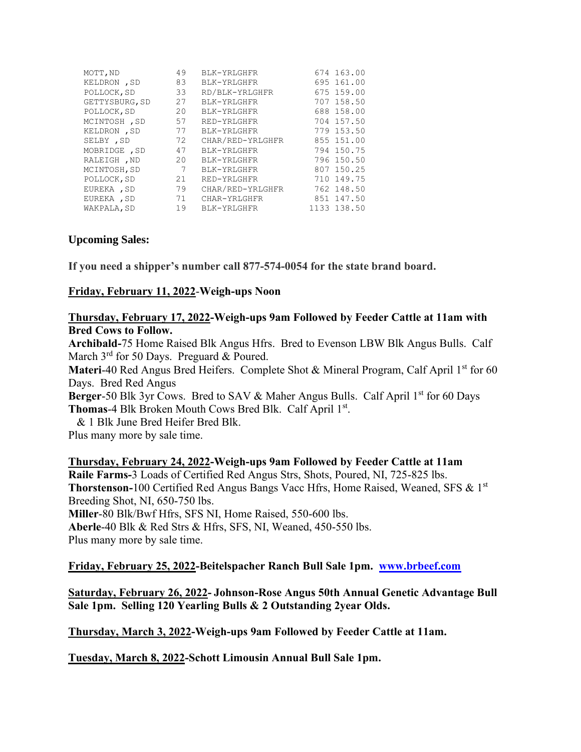| | | | | |
|---|---|---|---|---|
| MOTT,ND | 49 | BLK-YRLGHFR | 674 | 163.00 |
| KELDRON ,SD | 83 | BLK-YRLGHFR | 695 | 161.00 |
| POLLOCK,SD | 33 | RD/BLK-YRLGHFR | 675 | 159.00 |
| GETTYSBURG,SD | 27 | BLK-YRLGHFR | 707 | 158.50 |
| POLLOCK,SD | 20 | BLK-YRLGHFR | 688 | 158.00 |
| MCINTOSH ,SD | 57 | RED-YRLGHFR | 704 | 157.50 |
| KELDRON ,SD | 77 | BLK-YRLGHFR | 779 | 153.50 |
| SELBY ,SD | 72 | CHAR/RED-YRLGHFR | 855 | 151.00 |
| MOBRIDGE ,SD | 47 | BLK-YRLGHFR | 794 | 150.75 |
| RALEIGH ,ND | 20 | BLK-YRLGHFR | 796 | 150.50 |
| MCINTOSH,SD | 7 | BLK-YRLGHFR | 807 | 150.25 |
| POLLOCK,SD | 21 | RED-YRLGHFR | 710 | 149.75 |
| EUREKA ,SD | 79 | CHAR/RED-YRLGHFR | 762 | 148.50 |
| EUREKA ,SD | 71 | CHAR-YRLGHFR | 851 | 147.50 |
| WAKPALA,SD | 19 | BLK-YRLGHFR | 1133 | 138.50 |

**Upcoming Sales:**

**If you need a shipper's number call 877-574-0054 for the state brand board.**

**Friday, February 11, 2022-Weigh-ups Noon**

**Thursday, February 17, 2022-Weigh-ups 9am Followed by Feeder Cattle at 11am with Bred Cows to Follow.**

**Archibald-**75 Home Raised Blk Angus Hfrs. Bred to Evenson LBW Blk Angus Bulls. Calf March 3rd for 50 Days. Preguard & Poured.
**Materi**-40 Red Angus Bred Heifers. Complete Shot & Mineral Program, Calf April 1st for 60 Days. Bred Red Angus
**Berger**-50 Blk 3yr Cows. Bred to SAV & Maher Angus Bulls. Calf April 1st for 60 Days
**Thomas**-4 Blk Broken Mouth Cows Bred Blk. Calf April 1st.
& 1 Blk June Bred Heifer Bred Blk.
Plus many more by sale time.

**Thursday, February 24, 2022-Weigh-ups 9am Followed by Feeder Cattle at 11am**

**Raile Farms-**3 Loads of Certified Red Angus Strs, Shots, Poured, NI, 725-825 lbs.
**Thorstenson-**100 Certified Red Angus Bangs Vacc Hfrs, Home Raised, Weaned, SFS & 1st Breeding Shot, NI, 650-750 lbs.
**Miller**-80 Blk/Bwf Hfrs, SFS NI, Home Raised, 550-600 lbs.
**Aberle**-40 Blk & Red Strs & Hfrs, SFS, NI, Weaned, 450-550 lbs.
Plus many more by sale time.

**Friday, February 25, 2022-Beitelspacher Ranch Bull Sale 1pm. www.brbeef.com**

**Saturday, February 26, 2022- Johnson-Rose Angus 50th Annual Genetic Advantage Bull Sale 1pm. Selling 120 Yearling Bulls & 2 Outstanding 2year Olds.**

**Thursday, March 3, 2022-Weigh-ups 9am Followed by Feeder Cattle at 11am.**

**Tuesday, March 8, 2022-Schott Limousin Annual Bull Sale 1pm.**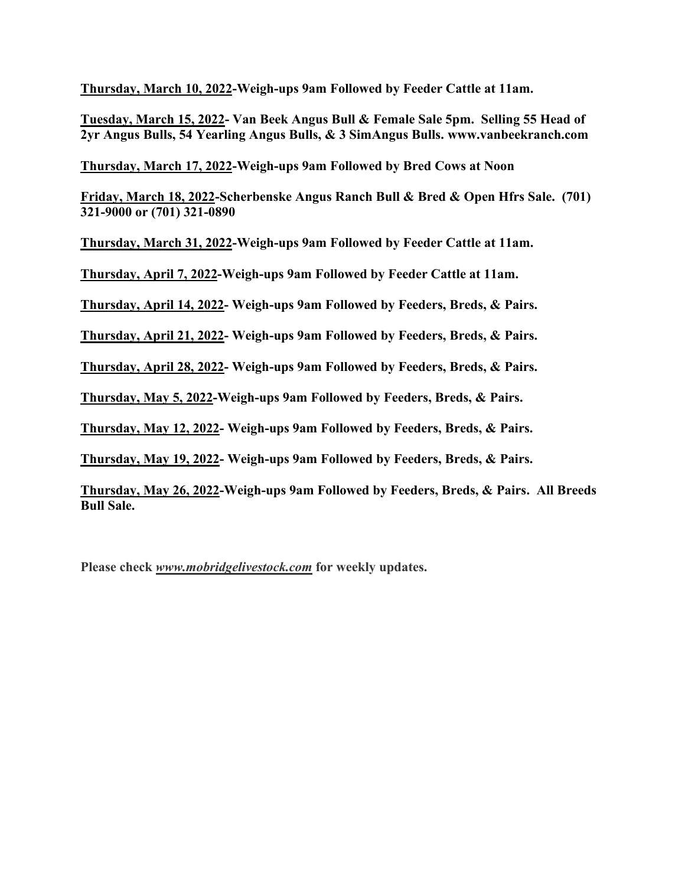**<u>Thursday, March 10, 2022</u>-Weigh-ups 9am Followed by Feeder Cattle at 11am.**

**<u>Tuesday, March 15, 2022</u>- Van Beek Angus Bull & Female Sale 5pm. Selling 55 Head of 2yr Angus Bulls, 54 Yearling Angus Bulls, & 3 SimAngus Bulls. www.vanbeekranch.com**

**<u>Thursday, March 17, 2022</u>-Weigh-ups 9am Followed by Bred Cows at Noon**

**<u>Friday, March 18, 2022</u>-Scherbenske Angus Ranch Bull & Bred & Open Hfrs Sale. (701) 321-9000 or (701) 321-0890**

**<u>Thursday, March 31, 2022</u>-Weigh-ups 9am Followed by Feeder Cattle at 11am.**

**<u>Thursday, April 7, 2022</u>-Weigh-ups 9am Followed by Feeder Cattle at 11am.**

**<u>Thursday, April 14, 2022</u>- Weigh-ups 9am Followed by Feeders, Breds, & Pairs.**

**<u>Thursday, April 21, 2022</u>- Weigh-ups 9am Followed by Feeders, Breds, & Pairs.**

**<u>Thursday, April 28, 2022</u>- Weigh-ups 9am Followed by Feeders, Breds, & Pairs.**

**<u>Thursday, May 5, 2022</u>-Weigh-ups 9am Followed by Feeders, Breds, & Pairs.**

**<u>Thursday, May 12, 2022</u>- Weigh-ups 9am Followed by Feeders, Breds, & Pairs.**

**<u>Thursday, May 19, 2022</u>- Weigh-ups 9am Followed by Feeders, Breds, & Pairs.**

**<u>Thursday, May 26, 2022</u>-Weigh-ups 9am Followed by Feeders, Breds, & Pairs. All Breeds Bull Sale.**

**Please check <u>*www.mobridgelivestock.com*</u> for weekly updates.**